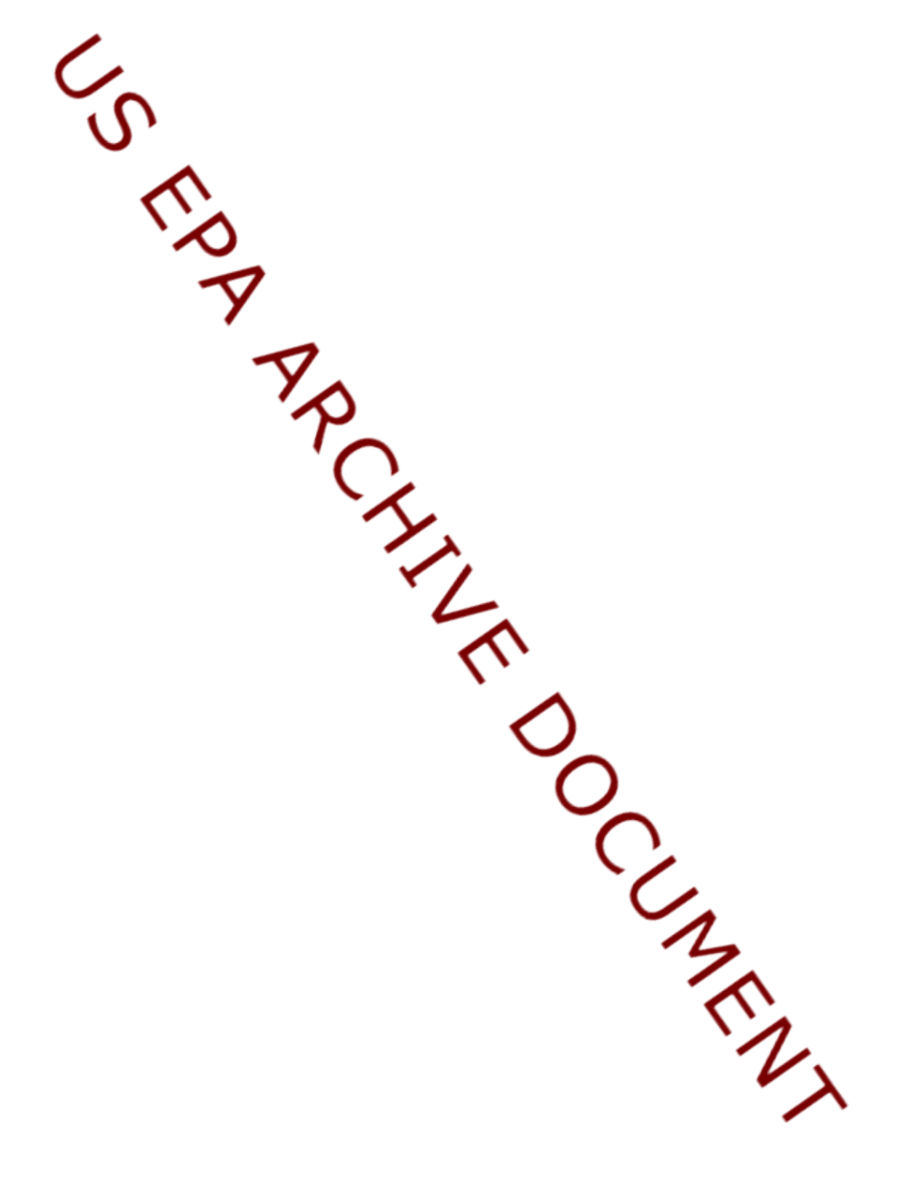US EPA ARCHIVE DOCUMENT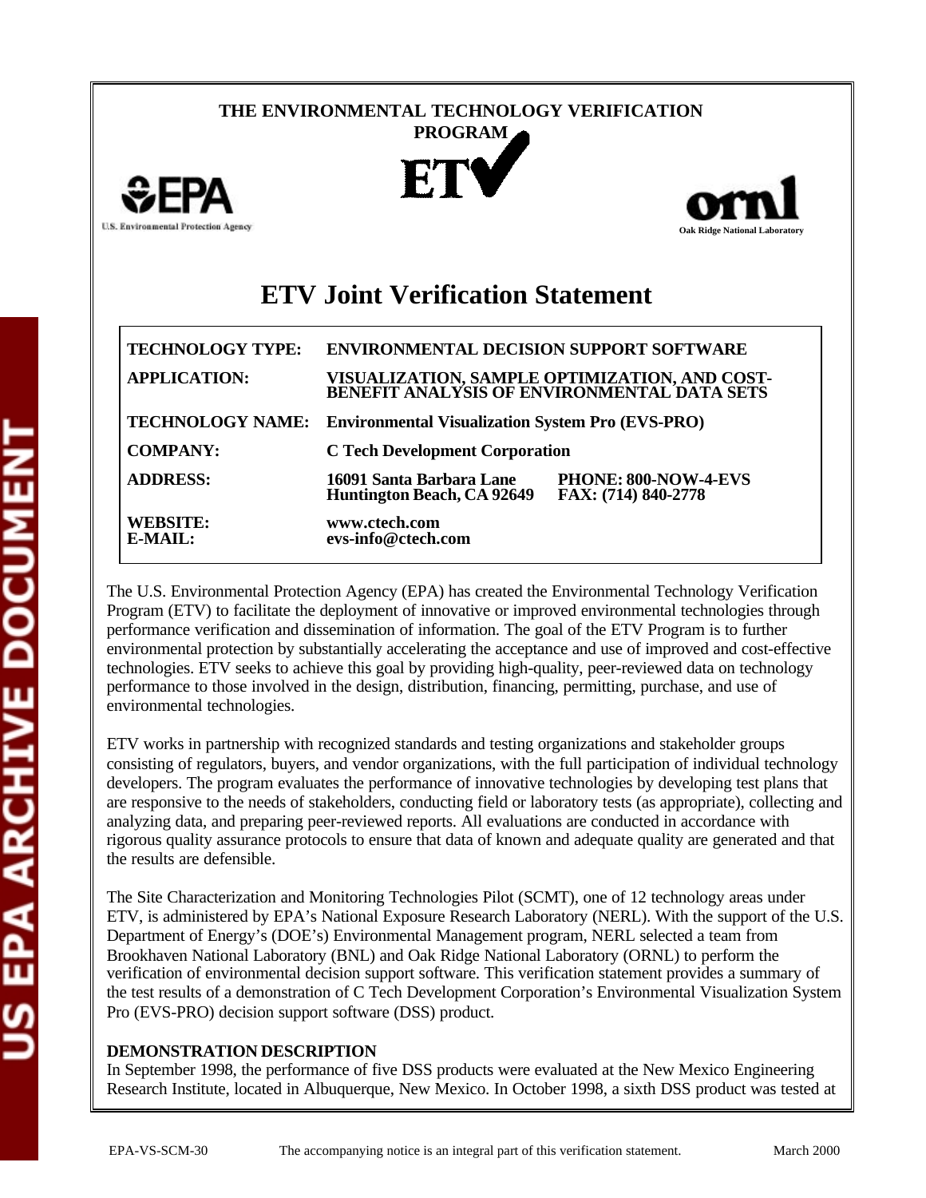# THE ENVIRONMENTAL TECHNOLOGY VERIFICATION PROGRAM

U.S. Environmental Protection Agency

Oak Ridge National Laboratory

# ETV Joint Verification Statement

| | | |
|---|---|---|
| **TECHNOLOGY TYPE:** | **ENVIRONMENTAL DECISION SUPPORT SOFTWARE** | |
| **APPLICATION:** | **VISUALIZATION, SAMPLE OPTIMIZATION, AND COST-BENEFIT ANALYSIS OF ENVIRONMENTAL DATA SETS** | |
| **TECHNOLOGY NAME:** | **Environmental Visualization System Pro (EVS-PRO)** | |
| **COMPANY:** | **C Tech Development Corporation** | |
| **ADDRESS:** | **16091 Santa Barbara Lane Huntington Beach, CA 92649** | **PHONE: 800-NOW-4-EVS FAX: (714) 840-2778** |
| **WEBSITE: E-MAIL:** | **www.ctech.com evs-info@ctech.com** | |

The U.S. Environmental Protection Agency (EPA) has created the Environmental Technology Verification Program (ETV) to facilitate the deployment of innovative or improved environmental technologies through performance verification and dissemination of information. The goal of the ETV Program is to further environmental protection by substantially accelerating the acceptance and use of improved and cost-effective technologies. ETV seeks to achieve this goal by providing high-quality, peer-reviewed data on technology performance to those involved in the design, distribution, financing, permitting, purchase, and use of environmental technologies.

ETV works in partnership with recognized standards and testing organizations and stakeholder groups consisting of regulators, buyers, and vendor organizations, with the full participation of individual technology developers. The program evaluates the performance of innovative technologies by developing test plans that are responsive to the needs of stakeholders, conducting field or laboratory tests (as appropriate), collecting and analyzing data, and preparing peer-reviewed reports. All evaluations are conducted in accordance with rigorous quality assurance protocols to ensure that data of known and adequate quality are generated and that the results are defensible.

The Site Characterization and Monitoring Technologies Pilot (SCMT), one of 12 technology areas under ETV, is administered by EPA's National Exposure Research Laboratory (NERL). With the support of the U.S. Department of Energy's (DOE's) Environmental Management program, NERL selected a team from Brookhaven National Laboratory (BNL) and Oak Ridge National Laboratory (ORNL) to perform the verification of environmental decision support software. This verification statement provides a summary of the test results of a demonstration of C Tech Development Corporation's Environmental Visualization System Pro (EVS-PRO) decision support software (DSS) product.

**DEMONSTRATION DESCRIPTION**

In September 1998, the performance of five DSS products were evaluated at the New Mexico Engineering Research Institute, located in Albuquerque, New Mexico. In October 1998, a sixth DSS product was tested at

EPA-VS-SCM-30 The accompanying notice is an integral part of this verification statement. March 2000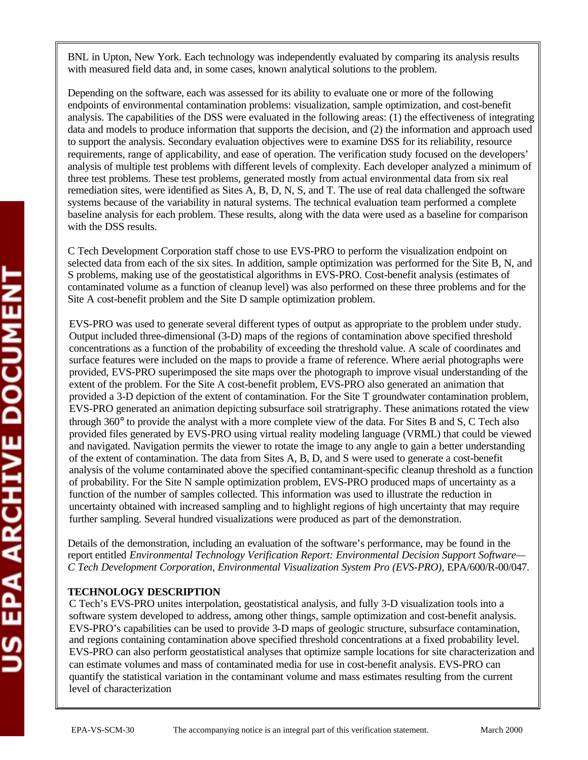BNL in Upton, New York. Each technology was independently evaluated by comparing its analysis results with measured field data and, in some cases, known analytical solutions to the problem.

Depending on the software, each was assessed for its ability to evaluate one or more of the following endpoints of environmental contamination problems: visualization, sample optimization, and cost-benefit analysis. The capabilities of the DSS were evaluated in the following areas: (1) the effectiveness of integrating data and models to produce information that supports the decision, and (2) the information and approach used to support the analysis. Secondary evaluation objectives were to examine DSS for its reliability, resource requirements, range of applicability, and ease of operation. The verification study focused on the developers' analysis of multiple test problems with different levels of complexity. Each developer analyzed a minimum of three test problems. These test problems, generated mostly from actual environmental data from six real remediation sites, were identified as Sites A, B, D, N, S, and T. The use of real data challenged the software systems because of the variability in natural systems. The technical evaluation team performed a complete baseline analysis for each problem. These results, along with the data were used as a baseline for comparison with the DSS results.

C Tech Development Corporation staff chose to use EVS-PRO to perform the visualization endpoint on selected data from each of the six sites. In addition, sample optimization was performed for the Site B, N, and S problems, making use of the geostatistical algorithms in EVS-PRO. Cost-benefit analysis (estimates of contaminated volume as a function of cleanup level) was also performed on these three problems and for the Site A cost-benefit problem and the Site D sample optimization problem.

EVS-PRO was used to generate several different types of output as appropriate to the problem under study. Output included three-dimensional (3-D) maps of the regions of contamination above specified threshold concentrations as a function of the probability of exceeding the threshold value. A scale of coordinates and surface features were included on the maps to provide a frame of reference. Where aerial photographs were provided, EVS-PRO superimposed the site maps over the photograph to improve visual understanding of the extent of the problem. For the Site A cost-benefit problem, EVS-PRO also generated an animation that provided a 3-D depiction of the extent of contamination. For the Site T groundwater contamination problem, EVS-PRO generated an animation depicting subsurface soil stratrigraphy. These animations rotated the view through 360° to provide the analyst with a more complete view of the data. For Sites B and S, C Tech also provided files generated by EVS-PRO using virtual reality modeling language (VRML) that could be viewed and navigated. Navigation permits the viewer to rotate the image to any angle to gain a better understanding of the extent of contamination. The data from Sites A, B, D, and S were used to generate a cost-benefit analysis of the volume contaminated above the specified contaminant-specific cleanup threshold as a function of probability. For the Site N sample optimization problem, EVS-PRO produced maps of uncertainty as a function of the number of samples collected. This information was used to illustrate the reduction in uncertainty obtained with increased sampling and to highlight regions of high uncertainty that may require further sampling. Several hundred visualizations were produced as part of the demonstration.

Details of the demonstration, including an evaluation of the software's performance, may be found in the report entitled *Environmental Technology Verification Report: Environmental Decision Support Software—C Tech Development Corporation, Environmental Visualization System Pro (EVS-PRO),* EPA/600/R-00/047.

**TECHNOLOGY DESCRIPTION**

C Tech's EVS-PRO unites interpolation, geostatistical analysis, and fully 3-D visualization tools into a software system developed to address, among other things, sample optimization and cost-benefit analysis. EVS-PRO's capabilities can be used to provide 3-D maps of geologic structure, subsurface contamination, and regions containing contamination above specified threshold concentrations at a fixed probability level. EVS-PRO can also perform geostatistical analyses that optimize sample locations for site characterization and can estimate volumes and mass of contaminated media for use in cost-benefit analysis. EVS-PRO can quantify the statistical variation in the contaminant volume and mass estimates resulting from the current level of characterization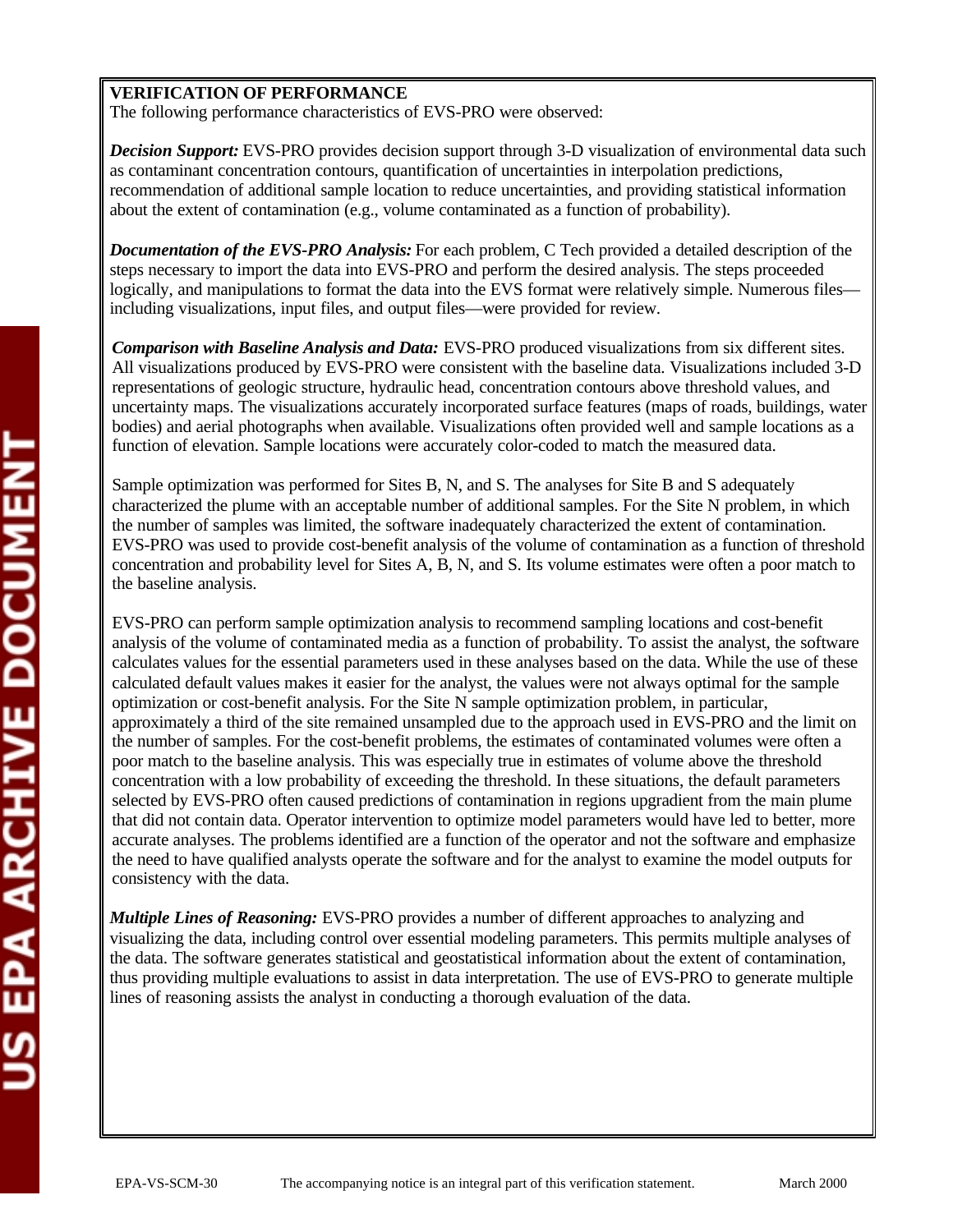**VERIFICATION OF PERFORMANCE**

The following performance characteristics of EVS-PRO were observed:

***Decision Support:*** EVS-PRO provides decision support through 3-D visualization of environmental data such as contaminant concentration contours, quantification of uncertainties in interpolation predictions, recommendation of additional sample location to reduce uncertainties, and providing statistical information about the extent of contamination (e.g., volume contaminated as a function of probability).

***Documentation of the EVS-PRO Analysis:*** For each problem, C Tech provided a detailed description of the steps necessary to import the data into EVS-PRO and perform the desired analysis. The steps proceeded logically, and manipulations to format the data into the EVS format were relatively simple. Numerous files—including visualizations, input files, and output files—were provided for review.

***Comparison with Baseline Analysis and Data:*** EVS-PRO produced visualizations from six different sites. All visualizations produced by EVS-PRO were consistent with the baseline data. Visualizations included 3-D representations of geologic structure, hydraulic head, concentration contours above threshold values, and uncertainty maps. The visualizations accurately incorporated surface features (maps of roads, buildings, water bodies) and aerial photographs when available. Visualizations often provided well and sample locations as a function of elevation. Sample locations were accurately color-coded to match the measured data.

Sample optimization was performed for Sites B, N, and S. The analyses for Site B and S adequately characterized the plume with an acceptable number of additional samples. For the Site N problem, in which the number of samples was limited, the software inadequately characterized the extent of contamination. EVS-PRO was used to provide cost-benefit analysis of the volume of contamination as a function of threshold concentration and probability level for Sites A, B, N, and S. Its volume estimates were often a poor match to the baseline analysis.

EVS-PRO can perform sample optimization analysis to recommend sampling locations and cost-benefit analysis of the volume of contaminated media as a function of probability. To assist the analyst, the software calculates values for the essential parameters used in these analyses based on the data. While the use of these calculated default values makes it easier for the analyst, the values were not always optimal for the sample optimization or cost-benefit analysis. For the Site N sample optimization problem, in particular, approximately a third of the site remained unsampled due to the approach used in EVS-PRO and the limit on the number of samples. For the cost-benefit problems, the estimates of contaminated volumes were often a poor match to the baseline analysis. This was especially true in estimates of volume above the threshold concentration with a low probability of exceeding the threshold. In these situations, the default parameters selected by EVS-PRO often caused predictions of contamination in regions upgradient from the main plume that did not contain data. Operator intervention to optimize model parameters would have led to better, more accurate analyses. The problems identified are a function of the operator and not the software and emphasize the need to have qualified analysts operate the software and for the analyst to examine the model outputs for consistency with the data.

***Multiple Lines of Reasoning:*** EVS-PRO provides a number of different approaches to analyzing and visualizing the data, including control over essential modeling parameters. This permits multiple analyses of the data. The software generates statistical and geostatistical information about the extent of contamination, thus providing multiple evaluations to assist in data interpretation. The use of EVS-PRO to generate multiple lines of reasoning assists the analyst in conducting a thorough evaluation of the data.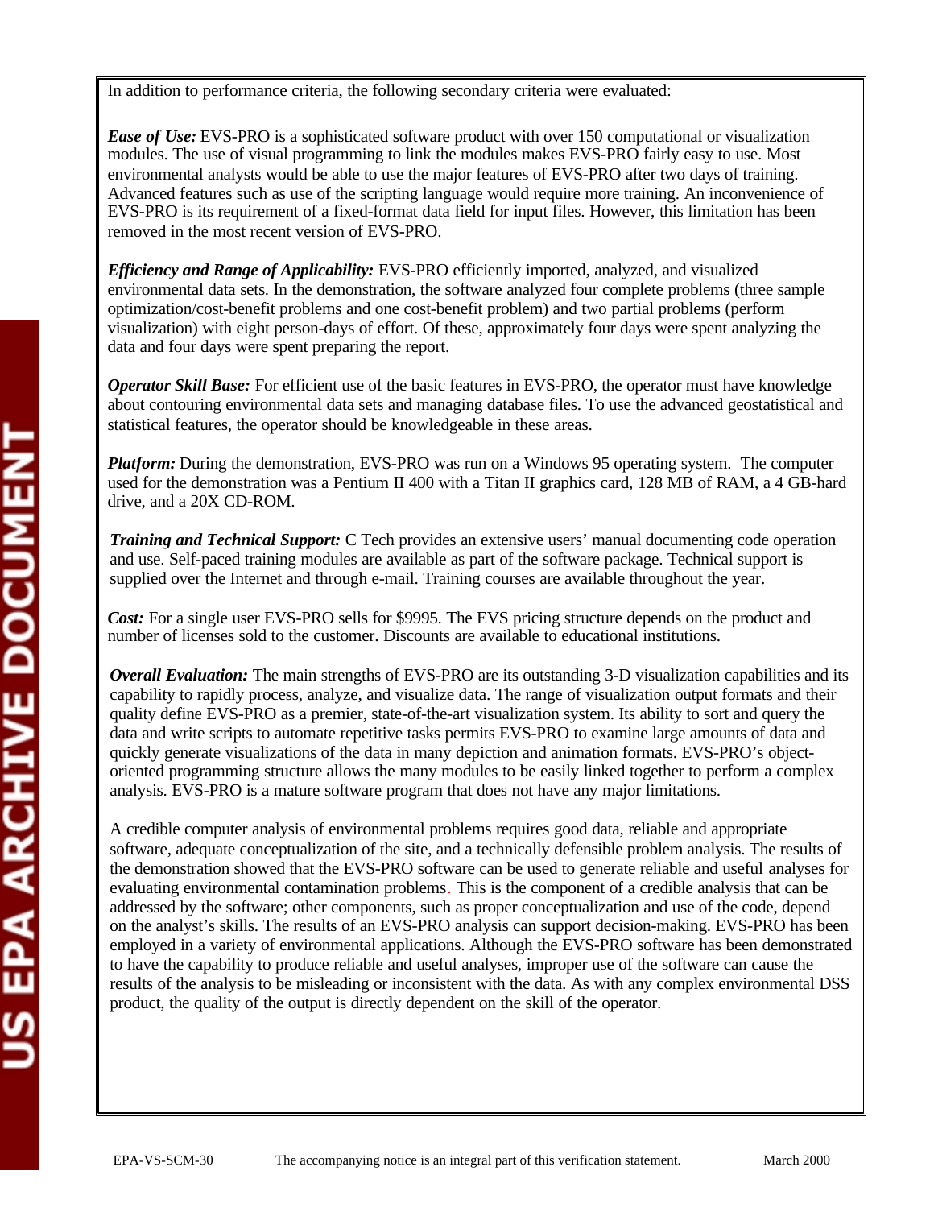In addition to performance criteria, the following secondary criteria were evaluated:

***Ease of Use:*** EVS-PRO is a sophisticated software product with over 150 computational or visualization modules. The use of visual programming to link the modules makes EVS-PRO fairly easy to use. Most environmental analysts would be able to use the major features of EVS-PRO after two days of training. Advanced features such as use of the scripting language would require more training. An inconvenience of EVS-PRO is its requirement of a fixed-format data field for input files. However, this limitation has been removed in the most recent version of EVS-PRO.

***Efficiency and Range of Applicability:*** EVS-PRO efficiently imported, analyzed, and visualized environmental data sets. In the demonstration, the software analyzed four complete problems (three sample optimization/cost-benefit problems and one cost-benefit problem) and two partial problems (perform visualization) with eight person-days of effort. Of these, approximately four days were spent analyzing the data and four days were spent preparing the report.

***Operator Skill Base:*** For efficient use of the basic features in EVS-PRO, the operator must have knowledge about contouring environmental data sets and managing database files. To use the advanced geostatistical and statistical features, the operator should be knowledgeable in these areas.

***Platform:*** During the demonstration, EVS-PRO was run on a Windows 95 operating system. The computer used for the demonstration was a Pentium II 400 with a Titan II graphics card, 128 MB of RAM, a 4 GB-hard drive, and a 20X CD-ROM.

***Training and Technical Support:*** C Tech provides an extensive users' manual documenting code operation and use. Self-paced training modules are available as part of the software package. Technical support is supplied over the Internet and through e-mail. Training courses are available throughout the year.

***Cost:*** For a single user EVS-PRO sells for $9995. The EVS pricing structure depends on the product and number of licenses sold to the customer. Discounts are available to educational institutions.

***Overall Evaluation:*** The main strengths of EVS-PRO are its outstanding 3-D visualization capabilities and its capability to rapidly process, analyze, and visualize data. The range of visualization output formats and their quality define EVS-PRO as a premier, state-of-the-art visualization system. Its ability to sort and query the data and write scripts to automate repetitive tasks permits EVS-PRO to examine large amounts of data and quickly generate visualizations of the data in many depiction and animation formats. EVS-PRO's object-oriented programming structure allows the many modules to be easily linked together to perform a complex analysis. EVS-PRO is a mature software program that does not have any major limitations.

A credible computer analysis of environmental problems requires good data, reliable and appropriate software, adequate conceptualization of the site, and a technically defensible problem analysis. The results of the demonstration showed that the EVS-PRO software can be used to generate reliable and useful analyses for evaluating environmental contamination problems. This is the component of a credible analysis that can be addressed by the software; other components, such as proper conceptualization and use of the code, depend on the analyst's skills. The results of an EVS-PRO analysis can support decision-making. EVS-PRO has been employed in a variety of environmental applications. Although the EVS-PRO software has been demonstrated to have the capability to produce reliable and useful analyses, improper use of the software can cause the results of the analysis to be misleading or inconsistent with the data. As with any complex environmental DSS product, the quality of the output is directly dependent on the skill of the operator.

EPA-VS-SCM-30 The accompanying notice is an integral part of this verification statement. March 2000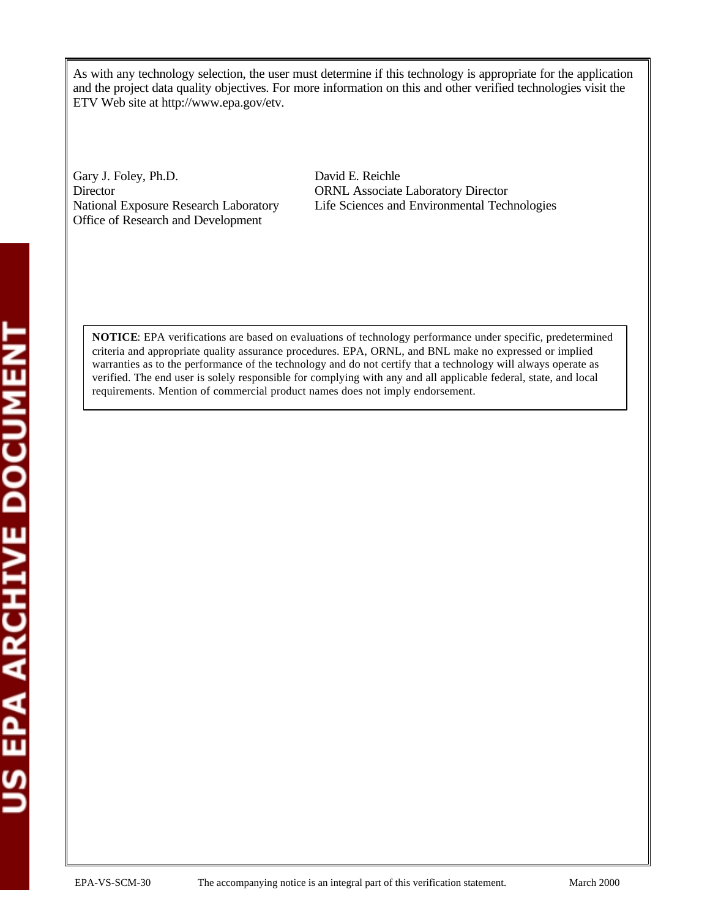As with any technology selection, the user must determine if this technology is appropriate for the application and the project data quality objectives. For more information on this and other verified technologies visit the ETV Web site at http://www.epa.gov/etv.

Gary J. Foley, Ph.D.
Director
National Exposure Research Laboratory
Office of Research and Development

David E. Reichle
ORNL Associate Laboratory Director
Life Sciences and Environmental Technologies

**NOTICE**: EPA verifications are based on evaluations of technology performance under specific, predetermined criteria and appropriate quality assurance procedures. EPA, ORNL, and BNL make no expressed or implied warranties as to the performance of the technology and do not certify that a technology will always operate as verified. The end user is solely responsible for complying with any and all applicable federal, state, and local requirements. Mention of commercial product names does not imply endorsement.